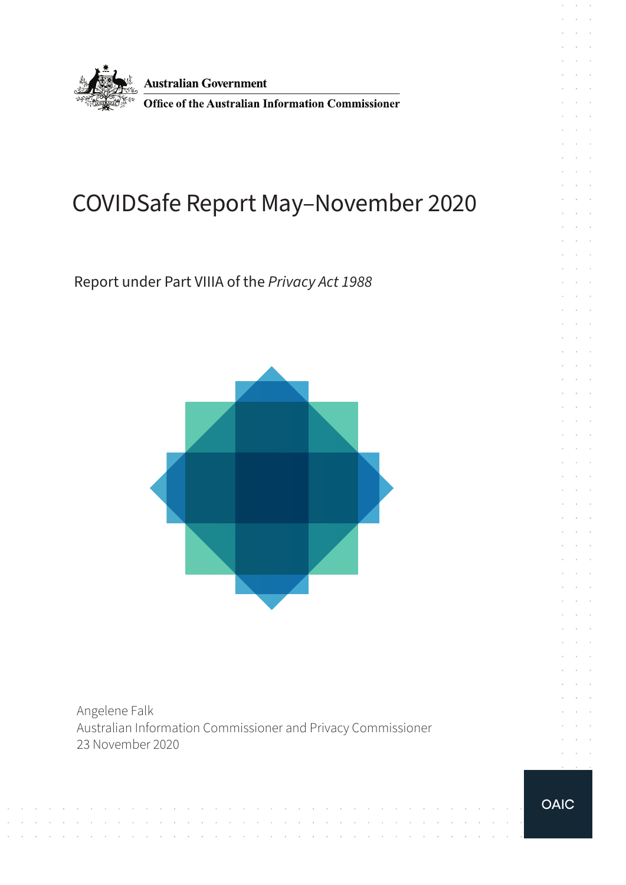Australian Government

Office of the Australian Information Commissioner

# COVIDSafe Report May–November 2020

Report under Part VIIIA of the *Privacy Act 1988*

Angelene Falk
Australian Information Commissioner and Privacy Commissioner
23 November 2020

OAIC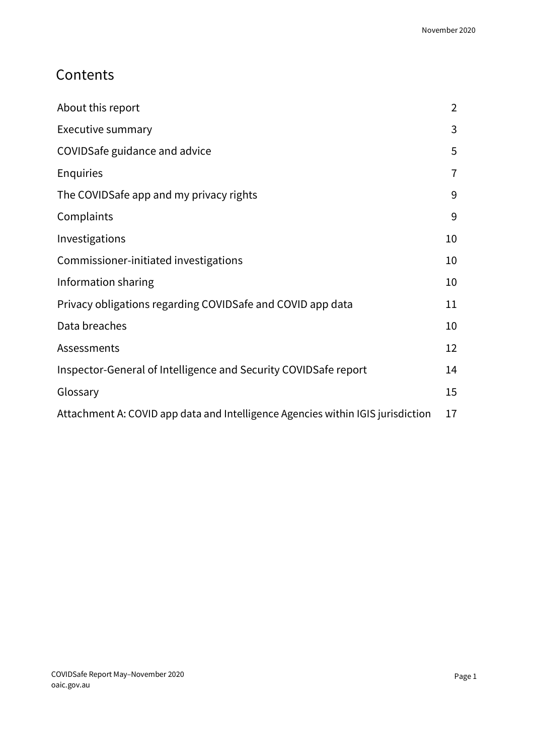# Contents

| | |
|---|---|
| About this report | 2 |
| Executive summary | 3 |
| COVIDSafe guidance and advice | 5 |
| Enquiries | 7 |
| The COVIDSafe app and my privacy rights | 9 |
| Complaints | 9 |
| Investigations | 10 |
| Commissioner-initiated investigations | 10 |
| Information sharing | 10 |
| Privacy obligations regarding COVIDSafe and COVID app data | 11 |
| Data breaches | 10 |
| Assessments | 12 |
| Inspector-General of Intelligence and Security COVIDSafe report | 14 |
| Glossary | 15 |
| Attachment A: COVID app data and Intelligence Agencies within IGIS jurisdiction | 17 |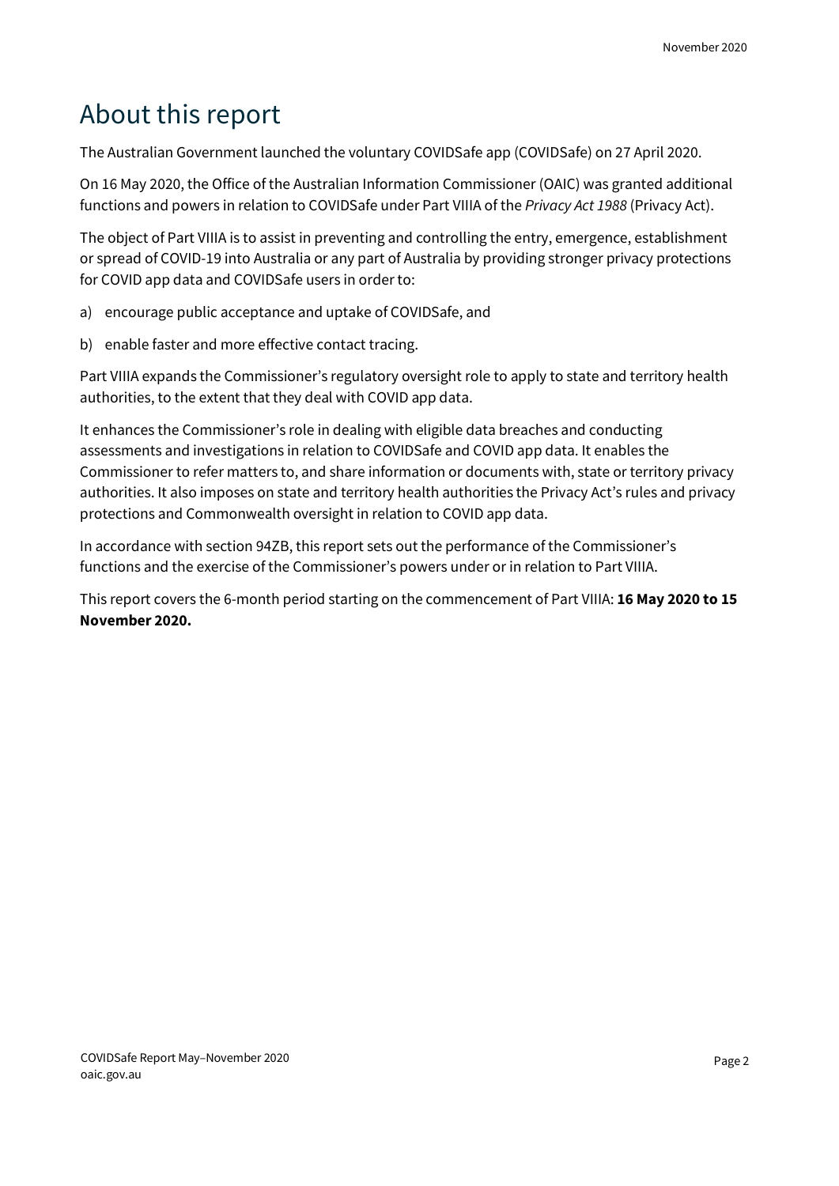# About this report

The Australian Government launched the voluntary COVIDSafe app (COVIDSafe) on 27 April 2020.

On 16 May 2020, the Office of the Australian Information Commissioner (OAIC) was granted additional functions and powers in relation to COVIDSafe under Part VIIIA of the *Privacy Act 1988* (Privacy Act).

The object of Part VIIIA is to assist in preventing and controlling the entry, emergence, establishment or spread of COVID-19 into Australia or any part of Australia by providing stronger privacy protections for COVID app data and COVIDSafe users in order to:

a) encourage public acceptance and uptake of COVIDSafe, and

b) enable faster and more effective contact tracing.

Part VIIIA expands the Commissioner's regulatory oversight role to apply to state and territory health authorities, to the extent that they deal with COVID app data.

It enhances the Commissioner's role in dealing with eligible data breaches and conducting assessments and investigations in relation to COVIDSafe and COVID app data. It enables the Commissioner to refer matters to, and share information or documents with, state or territory privacy authorities. It also imposes on state and territory health authorities the Privacy Act's rules and privacy protections and Commonwealth oversight in relation to COVID app data.

In accordance with section 94ZB, this report sets out the performance of the Commissioner's functions and the exercise of the Commissioner's powers under or in relation to Part VIIIA.

This report covers the 6-month period starting on the commencement of Part VIIIA: **16 May 2020 to 15 November 2020.**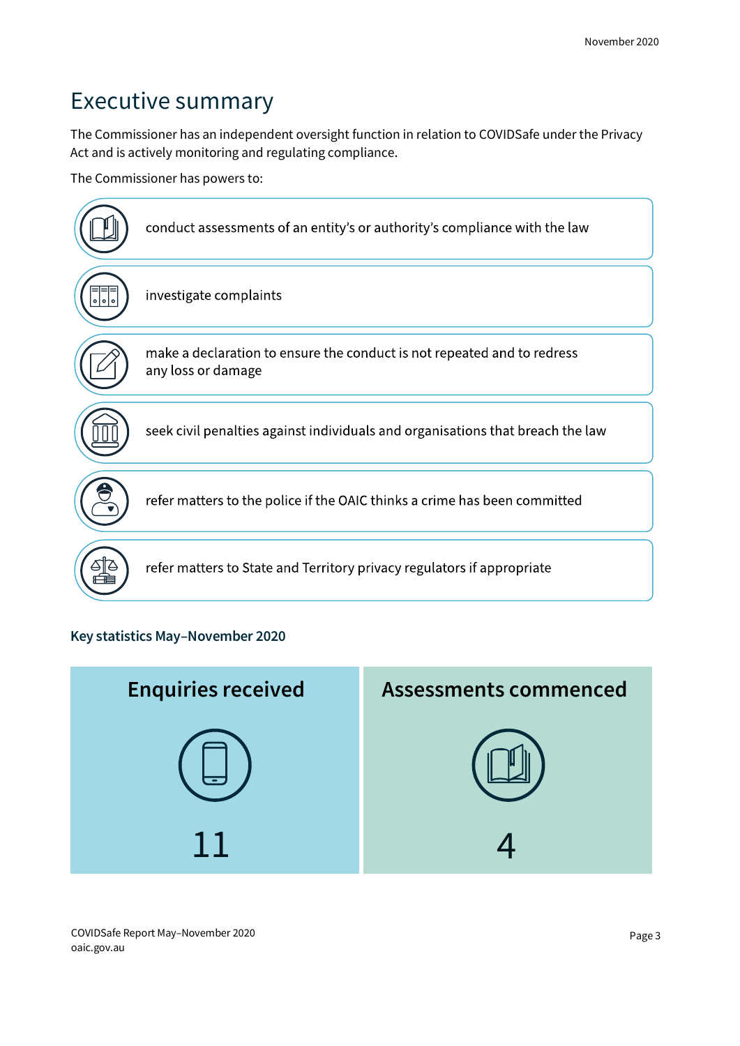# Executive summary

The Commissioner has an independent oversight function in relation to COVIDSafe under the Privacy Act and is actively monitoring and regulating compliance.

The Commissioner has powers to:

- conduct assessments of an entity's or authority's compliance with the law
- investigate complaints
- make a declaration to ensure the conduct is not repeated and to redress any loss or damage
- seek civil penalties against individuals and organisations that breach the law
- refer matters to the police if the OAIC thinks a crime has been committed
- refer matters to State and Territory privacy regulators if appropriate

### Key statistics May–November 2020

**Enquiries received**

11

**Assessments commenced**

4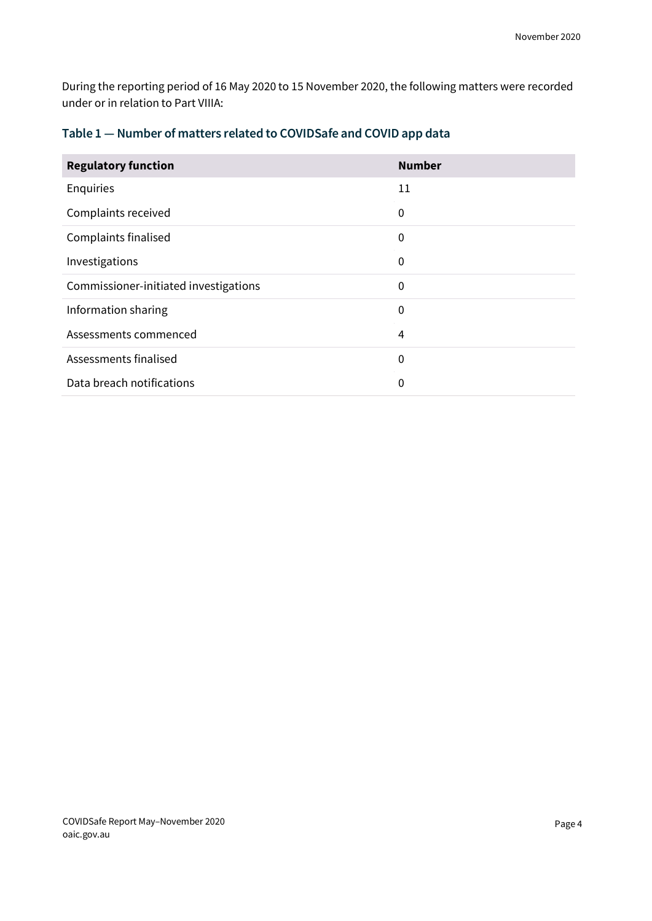During the reporting period of 16 May 2020 to 15 November 2020, the following matters were recorded under or in relation to Part VIIIA:

### Table 1 — Number of matters related to COVIDSafe and COVID app data

| Regulatory function | Number |
| --- | --- |
| Enquiries | 11 |
| Complaints received | 0 |
| Complaints finalised | 0 |
| Investigations | 0 |
| Commissioner-initiated investigations | 0 |
| Information sharing | 0 |
| Assessments commenced | 4 |
| Assessments finalised | 0 |
| Data breach notifications | 0 |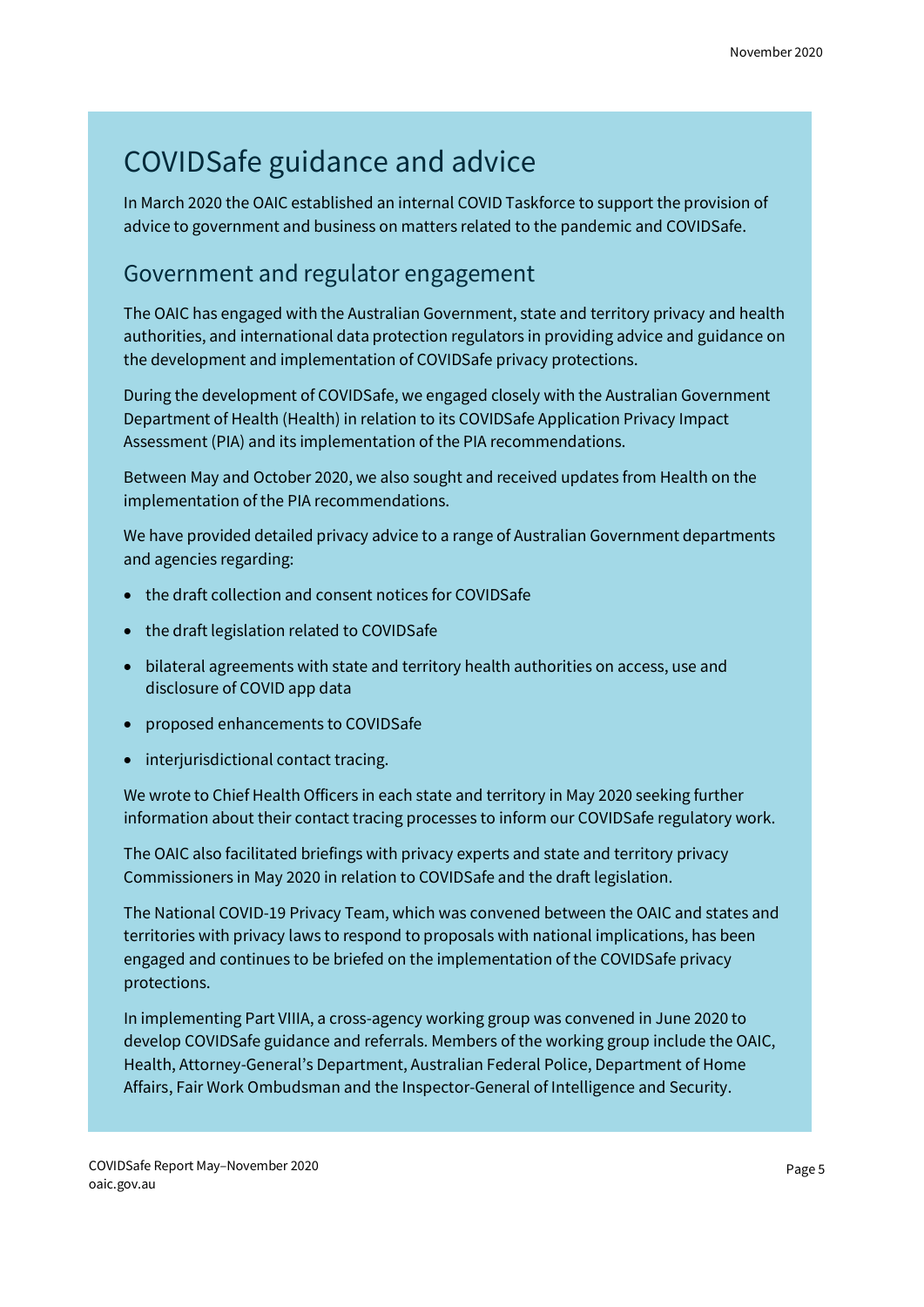# COVIDSafe guidance and advice

In March 2020 the OAIC established an internal COVID Taskforce to support the provision of advice to government and business on matters related to the pandemic and COVIDSafe.

## Government and regulator engagement

The OAIC has engaged with the Australian Government, state and territory privacy and health authorities, and international data protection regulators in providing advice and guidance on the development and implementation of COVIDSafe privacy protections.

During the development of COVIDSafe, we engaged closely with the Australian Government Department of Health (Health) in relation to its COVIDSafe Application Privacy Impact Assessment (PIA) and its implementation of the PIA recommendations.

Between May and October 2020, we also sought and received updates from Health on the implementation of the PIA recommendations.

We have provided detailed privacy advice to a range of Australian Government departments and agencies regarding:

- the draft collection and consent notices for COVIDSafe
- the draft legislation related to COVIDSafe
- bilateral agreements with state and territory health authorities on access, use and disclosure of COVID app data
- proposed enhancements to COVIDSafe
- interjurisdictional contact tracing.

We wrote to Chief Health Officers in each state and territory in May 2020 seeking further information about their contact tracing processes to inform our COVIDSafe regulatory work.

The OAIC also facilitated briefings with privacy experts and state and territory privacy Commissioners in May 2020 in relation to COVIDSafe and the draft legislation.

The National COVID-19 Privacy Team, which was convened between the OAIC and states and territories with privacy laws to respond to proposals with national implications, has been engaged and continues to be briefed on the implementation of the COVIDSafe privacy protections.

In implementing Part VIIIA, a cross-agency working group was convened in June 2020 to develop COVIDSafe guidance and referrals. Members of the working group include the OAIC, Health, Attorney-General's Department, Australian Federal Police, Department of Home Affairs, Fair Work Ombudsman and the Inspector-General of Intelligence and Security.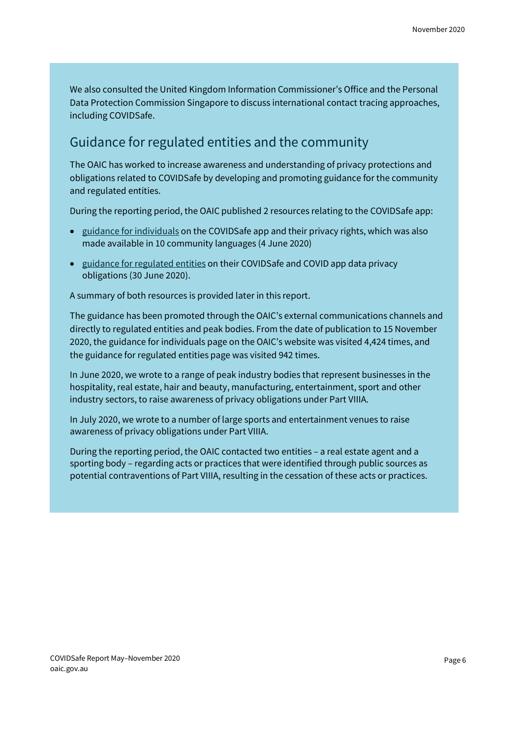We also consulted the United Kingdom Information Commissioner's Office and the Personal Data Protection Commission Singapore to discuss international contact tracing approaches, including COVIDSafe.

## Guidance for regulated entities and the community

The OAIC has worked to increase awareness and understanding of privacy protections and obligations related to COVIDSafe by developing and promoting guidance for the community and regulated entities.

During the reporting period, the OAIC published 2 resources relating to the COVIDSafe app:

- guidance for individuals on the COVIDSafe app and their privacy rights, which was also made available in 10 community languages (4 June 2020)
- guidance for regulated entities on their COVIDSafe and COVID app data privacy obligations (30 June 2020).

A summary of both resources is provided later in this report.

The guidance has been promoted through the OAIC's external communications channels and directly to regulated entities and peak bodies. From the date of publication to 15 November 2020, the guidance for individuals page on the OAIC's website was visited 4,424 times, and the guidance for regulated entities page was visited 942 times.

In June 2020, we wrote to a range of peak industry bodies that represent businesses in the hospitality, real estate, hair and beauty, manufacturing, entertainment, sport and other industry sectors, to raise awareness of privacy obligations under Part VIIIA.

In July 2020, we wrote to a number of large sports and entertainment venues to raise awareness of privacy obligations under Part VIIIA.

During the reporting period, the OAIC contacted two entities – a real estate agent and a sporting body – regarding acts or practices that were identified through public sources as potential contraventions of Part VIIIA, resulting in the cessation of these acts or practices.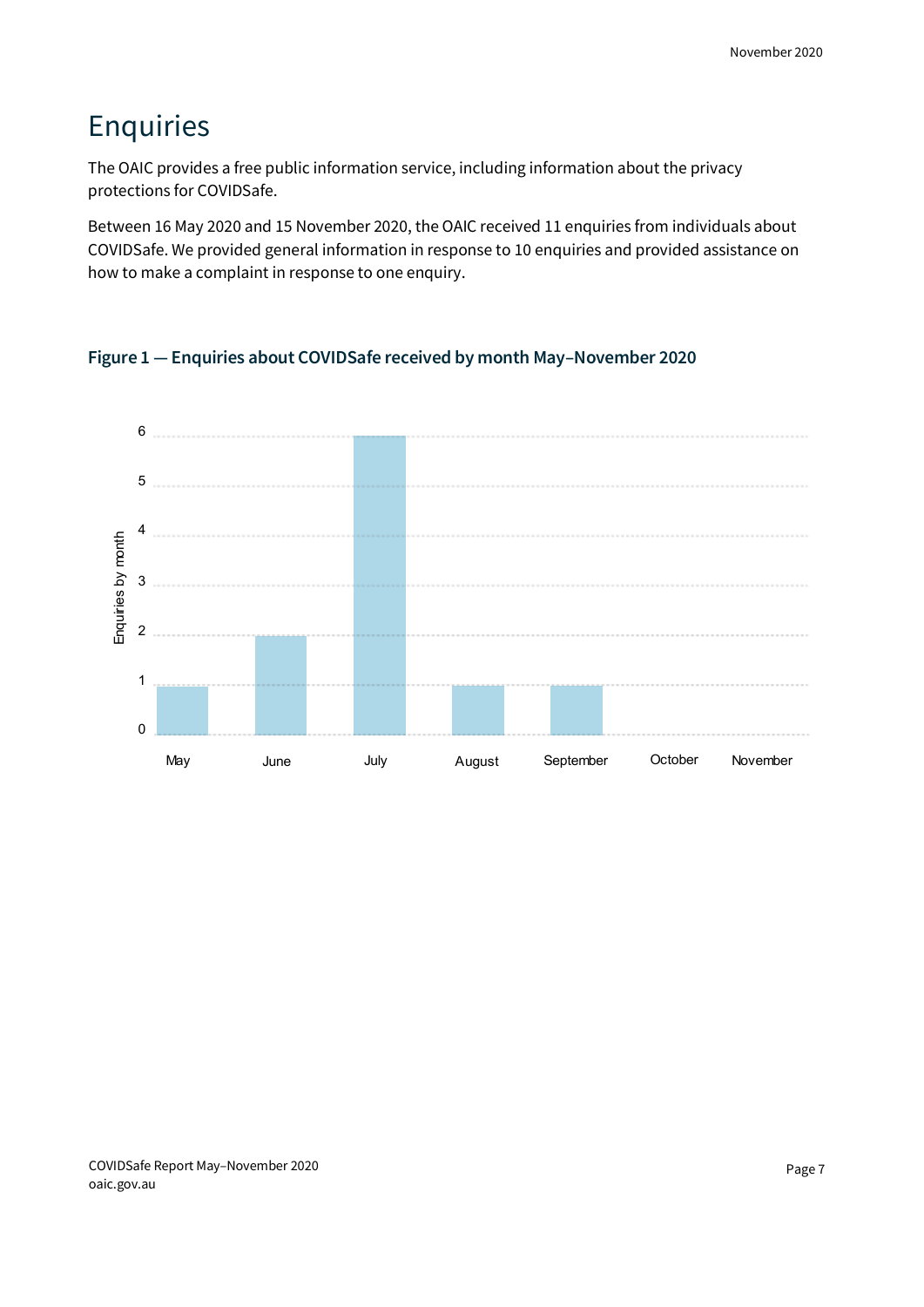# Enquiries

The OAIC provides a free public information service, including information about the privacy protections for COVIDSafe.

Between 16 May 2020 and 15 November 2020, the OAIC received 11 enquiries from individuals about COVIDSafe. We provided general information in response to 10 enquiries and provided assistance on how to make a complaint in response to one enquiry.

### Figure 1 — Enquiries about COVIDSafe received by month May–November 2020

Enquiries by month

6
5
4
3
2
1
0

May
June
July
August
September
October
November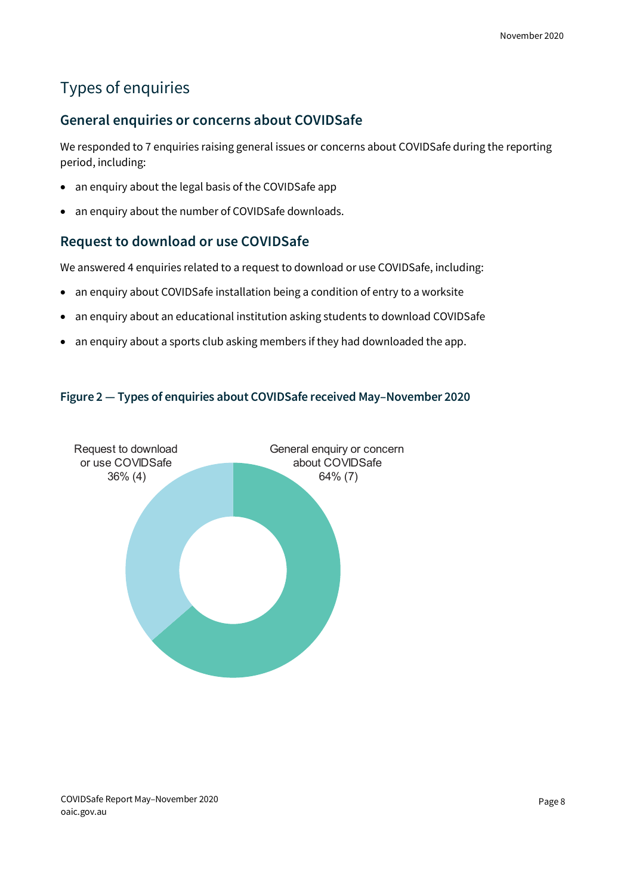## Types of enquiries

### General enquiries or concerns about COVIDSafe

We responded to 7 enquiries raising general issues or concerns about COVIDSafe during the reporting period, including:

- an enquiry about the legal basis of the COVIDSafe app
- an enquiry about the number of COVIDSafe downloads.

### Request to download or use COVIDSafe

We answered 4 enquiries related to a request to download or use COVIDSafe, including:

- an enquiry about COVIDSafe installation being a condition of entry to a worksite
- an enquiry about an educational institution asking students to download COVIDSafe
- an enquiry about a sports club asking members if they had downloaded the app.

**Figure 2 — Types of enquiries about COVIDSafe received May–November 2020**

Request to download or use COVIDSafe 36% (4)

General enquiry or concern about COVIDSafe 64% (7)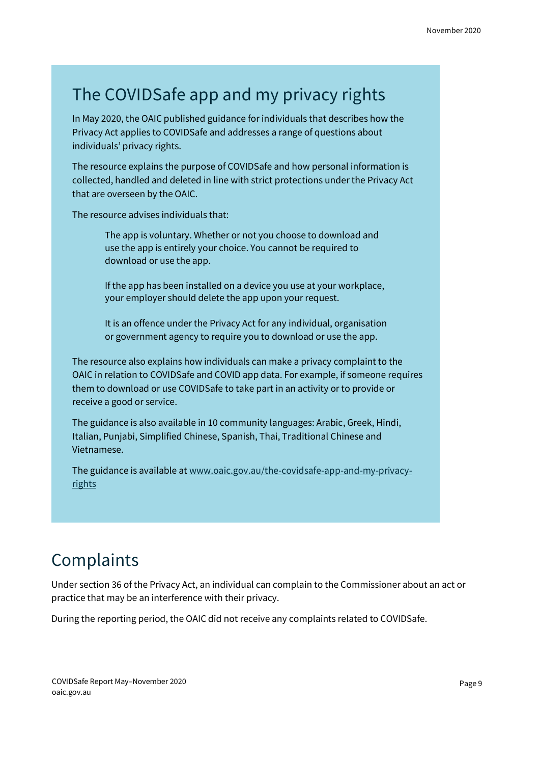## The COVIDSafe app and my privacy rights

In May 2020, the OAIC published guidance for individuals that describes how the Privacy Act applies to COVIDSafe and addresses a range of questions about individuals' privacy rights.

The resource explains the purpose of COVIDSafe and how personal information is collected, handled and deleted in line with strict protections under the Privacy Act that are overseen by the OAIC.

The resource advises individuals that:

> The app is voluntary. Whether or not you choose to download and use the app is entirely your choice. You cannot be required to download or use the app.
>
> If the app has been installed on a device you use at your workplace, your employer should delete the app upon your request.
>
> It is an offence under the Privacy Act for any individual, organisation or government agency to require you to download or use the app.

The resource also explains how individuals can make a privacy complaint to the OAIC in relation to COVIDSafe and COVID app data. For example, if someone requires them to download or use COVIDSafe to take part in an activity or to provide or receive a good or service.

The guidance is also available in 10 community languages: Arabic, Greek, Hindi, Italian, Punjabi, Simplified Chinese, Spanish, Thai, Traditional Chinese and Vietnamese.

The guidance is available at [www.oaic.gov.au/the-covidsafe-app-and-my-privacy-rights](http://www.oaic.gov.au/the-covidsafe-app-and-my-privacy-rights)

# Complaints

Under section 36 of the Privacy Act, an individual can complain to the Commissioner about an act or practice that may be an interference with their privacy.

During the reporting period, the OAIC did not receive any complaints related to COVIDSafe.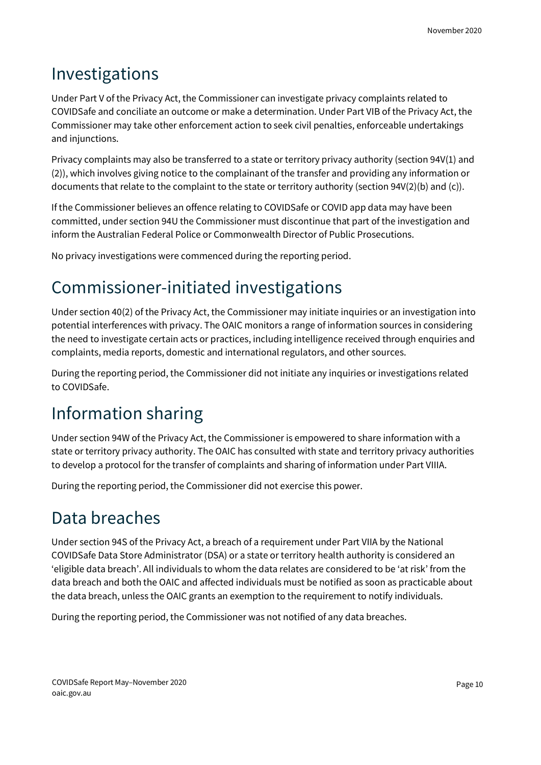## Investigations

Under Part V of the Privacy Act, the Commissioner can investigate privacy complaints related to COVIDSafe and conciliate an outcome or make a determination. Under Part VIB of the Privacy Act, the Commissioner may take other enforcement action to seek civil penalties, enforceable undertakings and injunctions.

Privacy complaints may also be transferred to a state or territory privacy authority (section 94V(1) and (2)), which involves giving notice to the complainant of the transfer and providing any information or documents that relate to the complaint to the state or territory authority (section 94V(2)(b) and (c)).

If the Commissioner believes an offence relating to COVIDSafe or COVID app data may have been committed, under section 94U the Commissioner must discontinue that part of the investigation and inform the Australian Federal Police or Commonwealth Director of Public Prosecutions.

No privacy investigations were commenced during the reporting period.

## Commissioner-initiated investigations

Under section 40(2) of the Privacy Act, the Commissioner may initiate inquiries or an investigation into potential interferences with privacy. The OAIC monitors a range of information sources in considering the need to investigate certain acts or practices, including intelligence received through enquiries and complaints, media reports, domestic and international regulators, and other sources.

During the reporting period, the Commissioner did not initiate any inquiries or investigations related to COVIDSafe.

## Information sharing

Under section 94W of the Privacy Act, the Commissioner is empowered to share information with a state or territory privacy authority. The OAIC has consulted with state and territory privacy authorities to develop a protocol for the transfer of complaints and sharing of information under Part VIIIA.

During the reporting period, the Commissioner did not exercise this power.

## Data breaches

Under section 94S of the Privacy Act, a breach of a requirement under Part VIIA by the National COVIDSafe Data Store Administrator (DSA) or a state or territory health authority is considered an 'eligible data breach'. All individuals to whom the data relates are considered to be 'at risk' from the data breach and both the OAIC and affected individuals must be notified as soon as practicable about the data breach, unless the OAIC grants an exemption to the requirement to notify individuals.

During the reporting period, the Commissioner was not notified of any data breaches.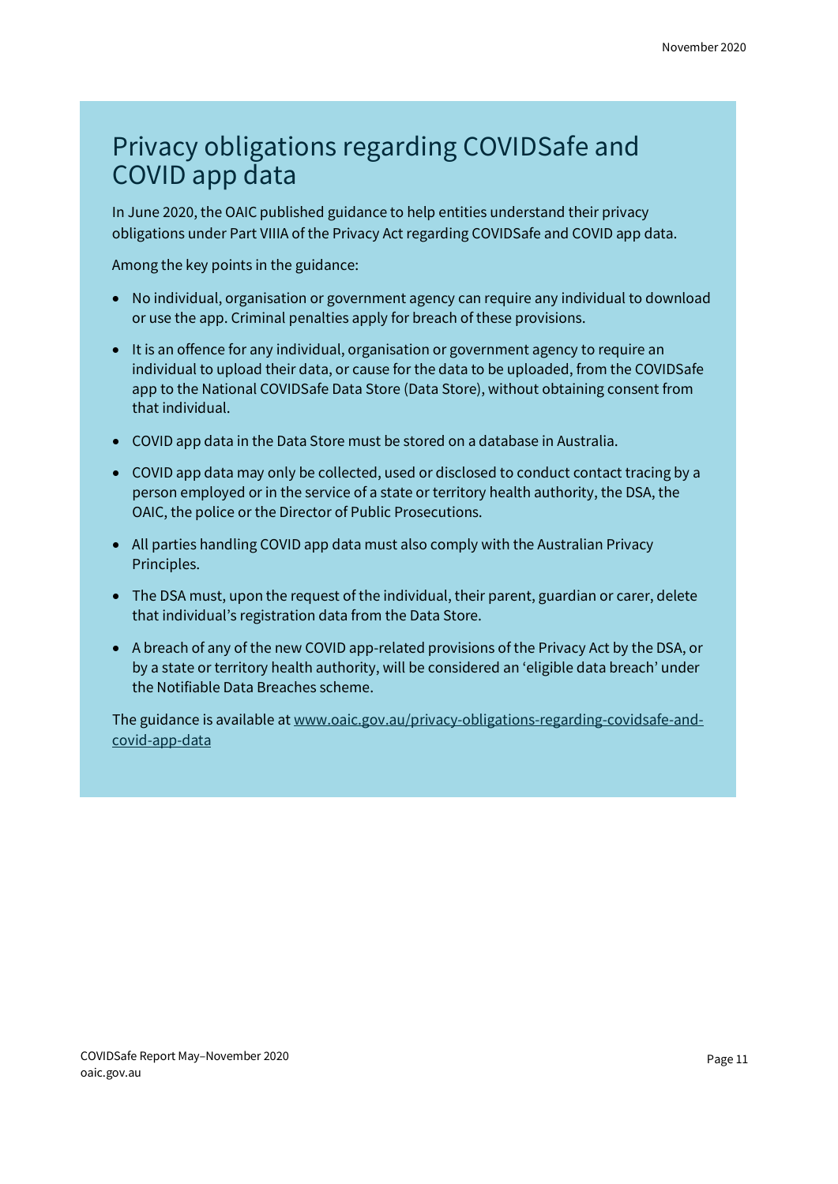## Privacy obligations regarding COVIDSafe and COVID app data

In June 2020, the OAIC published guidance to help entities understand their privacy obligations under Part VIIIA of the Privacy Act regarding COVIDSafe and COVID app data.

Among the key points in the guidance:

- No individual, organisation or government agency can require any individual to download or use the app. Criminal penalties apply for breach of these provisions.
- It is an offence for any individual, organisation or government agency to require an individual to upload their data, or cause for the data to be uploaded, from the COVIDSafe app to the National COVIDSafe Data Store (Data Store), without obtaining consent from that individual.
- COVID app data in the Data Store must be stored on a database in Australia.
- COVID app data may only be collected, used or disclosed to conduct contact tracing by a person employed or in the service of a state or territory health authority, the DSA, the OAIC, the police or the Director of Public Prosecutions.
- All parties handling COVID app data must also comply with the Australian Privacy Principles.
- The DSA must, upon the request of the individual, their parent, guardian or carer, delete that individual's registration data from the Data Store.
- A breach of any of the new COVID app-related provisions of the Privacy Act by the DSA, or by a state or territory health authority, will be considered an 'eligible data breach' under the Notifiable Data Breaches scheme.

The guidance is available at [www.oaic.gov.au/privacy-obligations-regarding-covidsafe-and-covid-app-data](http://www.oaic.gov.au/privacy-obligations-regarding-covidsafe-and-covid-app-data)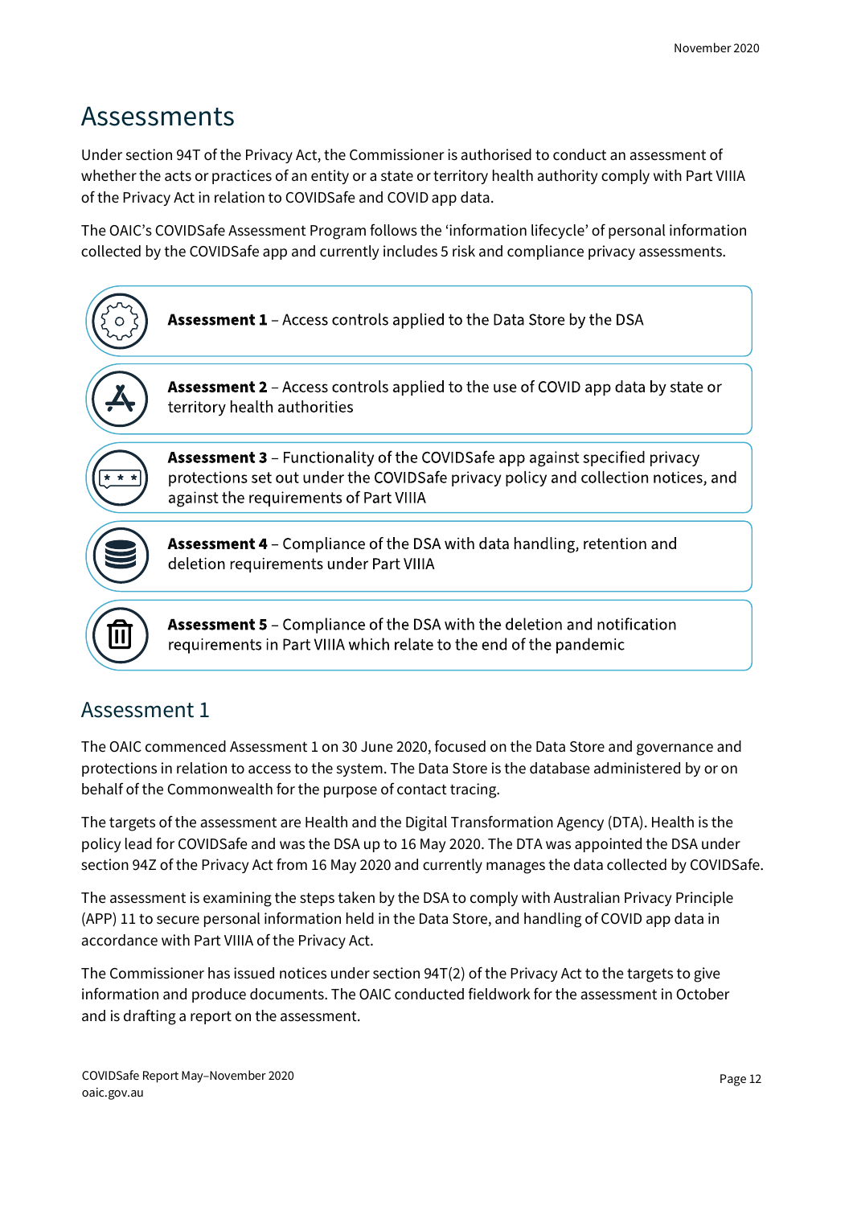# Assessments

Under section 94T of the Privacy Act, the Commissioner is authorised to conduct an assessment of whether the acts or practices of an entity or a state or territory health authority comply with Part VIIIA of the Privacy Act in relation to COVIDSafe and COVID app data.

The OAIC's COVIDSafe Assessment Program follows the 'information lifecycle' of personal information collected by the COVIDSafe app and currently includes 5 risk and compliance privacy assessments.

**Assessment 1** – Access controls applied to the Data Store by the DSA

**Assessment 2** – Access controls applied to the use of COVID app data by state or territory health authorities

**Assessment 3** – Functionality of the COVIDSafe app against specified privacy protections set out under the COVIDSafe privacy policy and collection notices, and against the requirements of Part VIIIA

**Assessment 4** – Compliance of the DSA with data handling, retention and deletion requirements under Part VIIIA

**Assessment 5** – Compliance of the DSA with the deletion and notification requirements in Part VIIIA which relate to the end of the pandemic

## Assessment 1

The OAIC commenced Assessment 1 on 30 June 2020, focused on the Data Store and governance and protections in relation to access to the system. The Data Store is the database administered by or on behalf of the Commonwealth for the purpose of contact tracing.

The targets of the assessment are Health and the Digital Transformation Agency (DTA). Health is the policy lead for COVIDSafe and was the DSA up to 16 May 2020. The DTA was appointed the DSA under section 94Z of the Privacy Act from 16 May 2020 and currently manages the data collected by COVIDSafe.

The assessment is examining the steps taken by the DSA to comply with Australian Privacy Principle (APP) 11 to secure personal information held in the Data Store, and handling of COVID app data in accordance with Part VIIIA of the Privacy Act.

The Commissioner has issued notices under section 94T(2) of the Privacy Act to the targets to give information and produce documents. The OAIC conducted fieldwork for the assessment in October and is drafting a report on the assessment.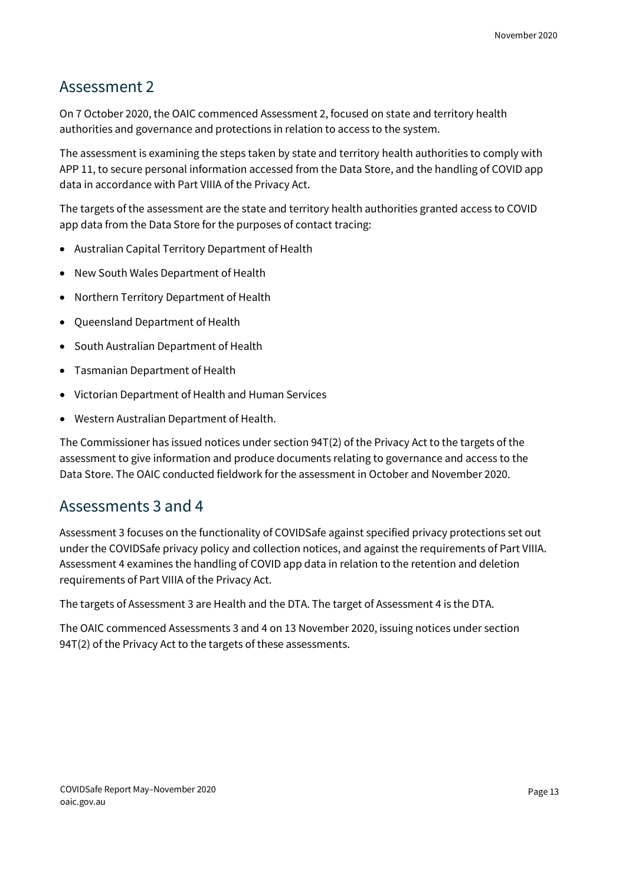## Assessment 2

On 7 October 2020, the OAIC commenced Assessment 2, focused on state and territory health authorities and governance and protections in relation to access to the system.

The assessment is examining the steps taken by state and territory health authorities to comply with APP 11, to secure personal information accessed from the Data Store, and the handling of COVID app data in accordance with Part VIIIA of the Privacy Act.

The targets of the assessment are the state and territory health authorities granted access to COVID app data from the Data Store for the purposes of contact tracing:

- Australian Capital Territory Department of Health
- New South Wales Department of Health
- Northern Territory Department of Health
- Queensland Department of Health
- South Australian Department of Health
- Tasmanian Department of Health
- Victorian Department of Health and Human Services
- Western Australian Department of Health.

The Commissioner has issued notices under section 94T(2) of the Privacy Act to the targets of the assessment to give information and produce documents relating to governance and access to the Data Store. The OAIC conducted fieldwork for the assessment in October and November 2020.

## Assessments 3 and 4

Assessment 3 focuses on the functionality of COVIDSafe against specified privacy protections set out under the COVIDSafe privacy policy and collection notices, and against the requirements of Part VIIIA. Assessment 4 examines the handling of COVID app data in relation to the retention and deletion requirements of Part VIIIA of the Privacy Act.

The targets of Assessment 3 are Health and the DTA. The target of Assessment 4 is the DTA.

The OAIC commenced Assessments 3 and 4 on 13 November 2020, issuing notices under section 94T(2) of the Privacy Act to the targets of these assessments.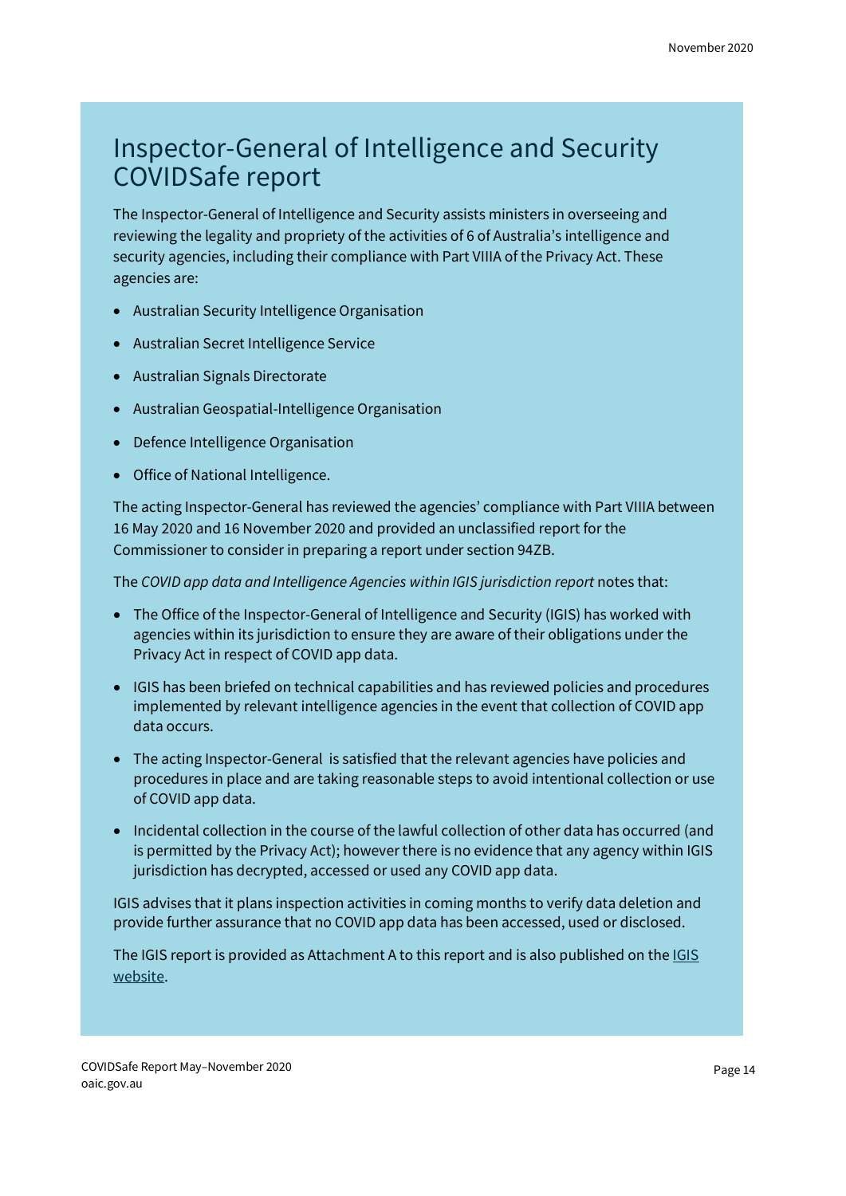## Inspector-General of Intelligence and Security COVIDSafe report

The Inspector-General of Intelligence and Security assists ministers in overseeing and reviewing the legality and propriety of the activities of 6 of Australia's intelligence and security agencies, including their compliance with Part VIIIA of the Privacy Act. These agencies are:

- Australian Security Intelligence Organisation
- Australian Secret Intelligence Service
- Australian Signals Directorate
- Australian Geospatial-Intelligence Organisation
- Defence Intelligence Organisation
- Office of National Intelligence.

The acting Inspector-General has reviewed the agencies' compliance with Part VIIIA between 16 May 2020 and 16 November 2020 and provided an unclassified report for the Commissioner to consider in preparing a report under section 94ZB.

The *COVID app data and Intelligence Agencies within IGIS jurisdiction report* notes that:

- The Office of the Inspector-General of Intelligence and Security (IGIS) has worked with agencies within its jurisdiction to ensure they are aware of their obligations under the Privacy Act in respect of COVID app data.
- IGIS has been briefed on technical capabilities and has reviewed policies and procedures implemented by relevant intelligence agencies in the event that collection of COVID app data occurs.
- The acting Inspector-General is satisfied that the relevant agencies have policies and procedures in place and are taking reasonable steps to avoid intentional collection or use of COVID app data.
- Incidental collection in the course of the lawful collection of other data has occurred (and is permitted by the Privacy Act); however there is no evidence that any agency within IGIS jurisdiction has decrypted, accessed or used any COVID app data.

IGIS advises that it plans inspection activities in coming months to verify data deletion and provide further assurance that no COVID app data has been accessed, used or disclosed.

The IGIS report is provided as Attachment A to this report and is also published on the IGIS website.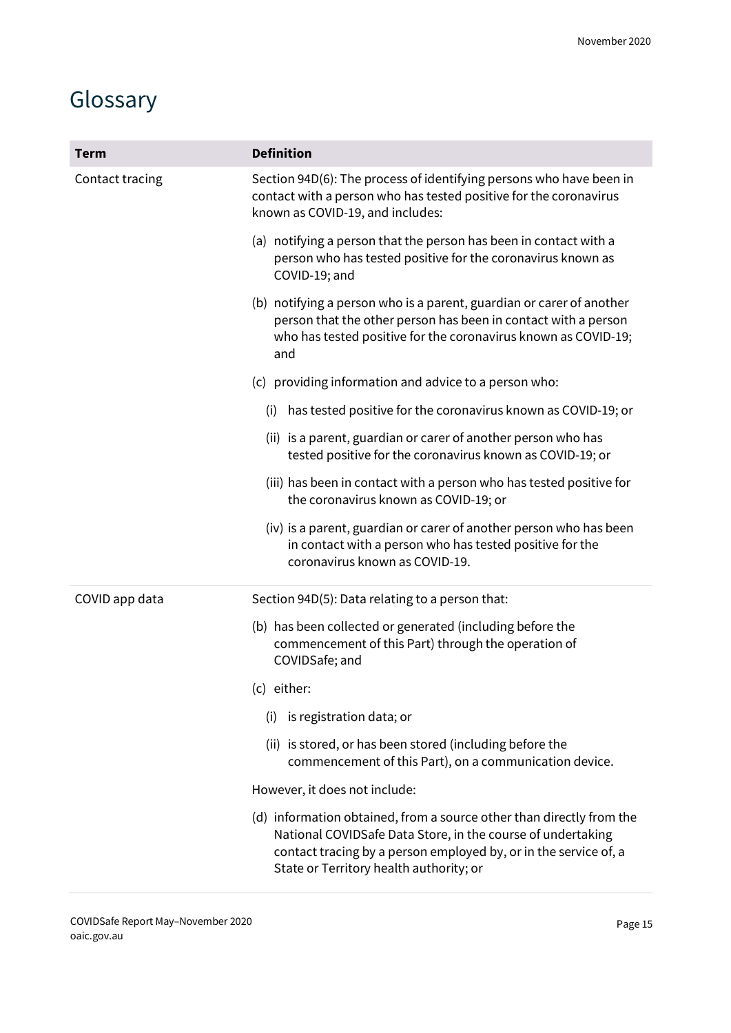# Glossary

| Term | Definition |
|---|---|
| Contact tracing | Section 94D(6): The process of identifying persons who have been in contact with a person who has tested positive for the coronavirus known as COVID-19, and includes:<br><br>(a) notifying a person that the person has been in contact with a person who has tested positive for the coronavirus known as COVID-19; and<br><br>(b) notifying a person who is a parent, guardian or carer of another person that the other person has been in contact with a person who has tested positive for the coronavirus known as COVID-19; and<br><br>(c) providing information and advice to a person who:<br><br>(i) has tested positive for the coronavirus known as COVID-19; or<br><br>(ii) is a parent, guardian or carer of another person who has tested positive for the coronavirus known as COVID-19; or<br><br>(iii) has been in contact with a person who has tested positive for the coronavirus known as COVID-19; or<br><br>(iv) is a parent, guardian or carer of another person who has been in contact with a person who has tested positive for the coronavirus known as COVID-19. |
| COVID app data | Section 94D(5): Data relating to a person that:<br><br>(b) has been collected or generated (including before the commencement of this Part) through the operation of COVIDSafe; and<br><br>(c) either:<br><br>(i) is registration data; or<br><br>(ii) is stored, or has been stored (including before the commencement of this Part), on a communication device.<br><br>However, it does not include:<br><br>(d) information obtained, from a source other than directly from the National COVIDSafe Data Store, in the course of undertaking contact tracing by a person employed by, or in the service of, a State or Territory health authority; or |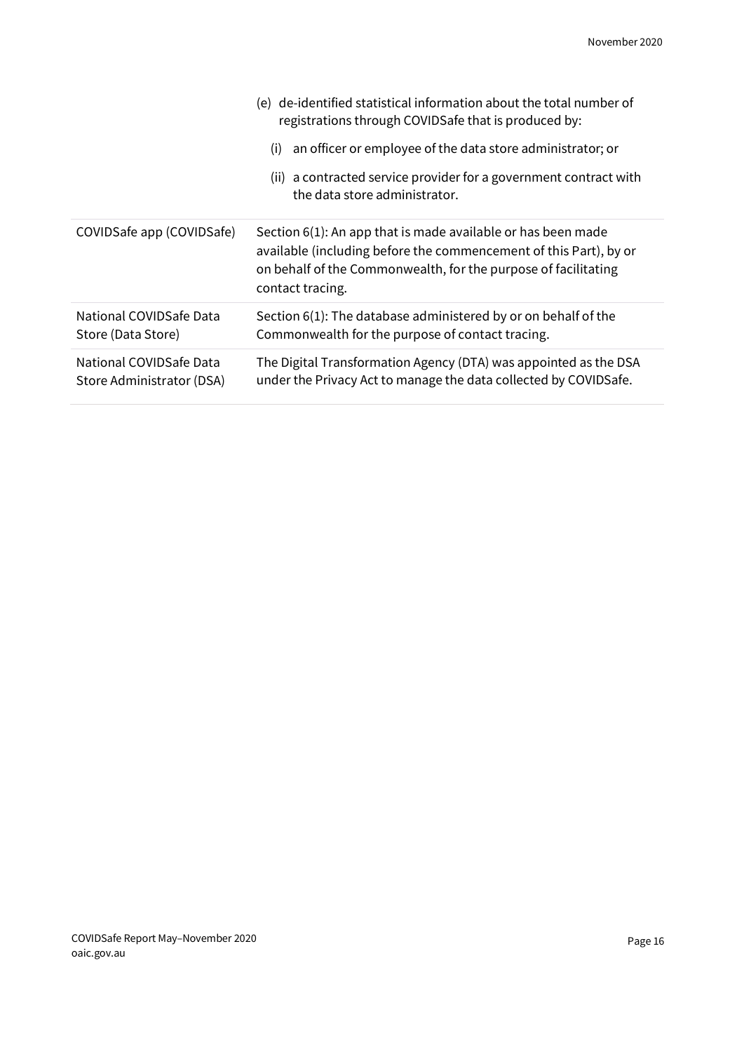| | |
|---|---|
| | (e) de-identified statistical information about the total number of registrations through COVIDSafe that is produced by:<br>(i) an officer or employee of the data store administrator; or<br>(ii) a contracted service provider for a government contract with the data store administrator. |
| COVIDSafe app (COVIDSafe) | Section 6(1): An app that is made available or has been made available (including before the commencement of this Part), by or on behalf of the Commonwealth, for the purpose of facilitating contact tracing. |
| National COVIDSafe Data Store (Data Store) | Section 6(1): The database administered by or on behalf of the Commonwealth for the purpose of contact tracing. |
| National COVIDSafe Data Store Administrator (DSA) | The Digital Transformation Agency (DTA) was appointed as the DSA under the Privacy Act to manage the data collected by COVIDSafe. |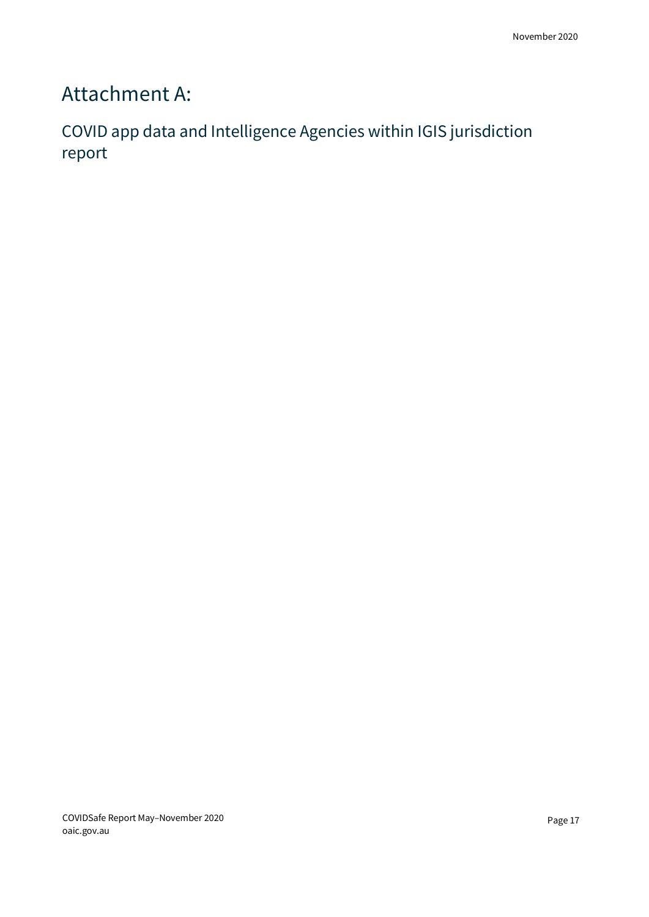# Attachment A:

## COVID app data and Intelligence Agencies within IGIS jurisdiction report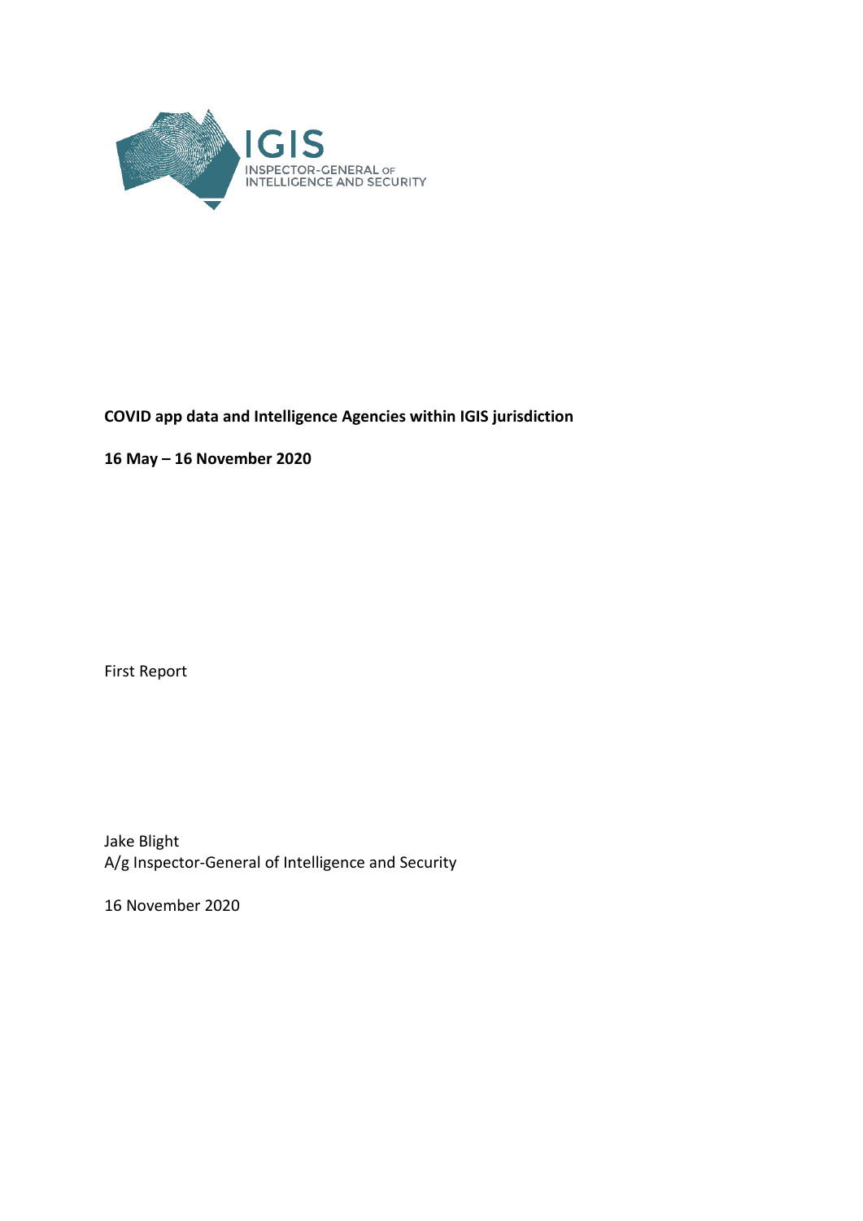**COVID app data and Intelligence Agencies within IGIS jurisdiction**

**16 May – 16 November 2020**

First Report

Jake Blight
A/g Inspector-General of Intelligence and Security

16 November 2020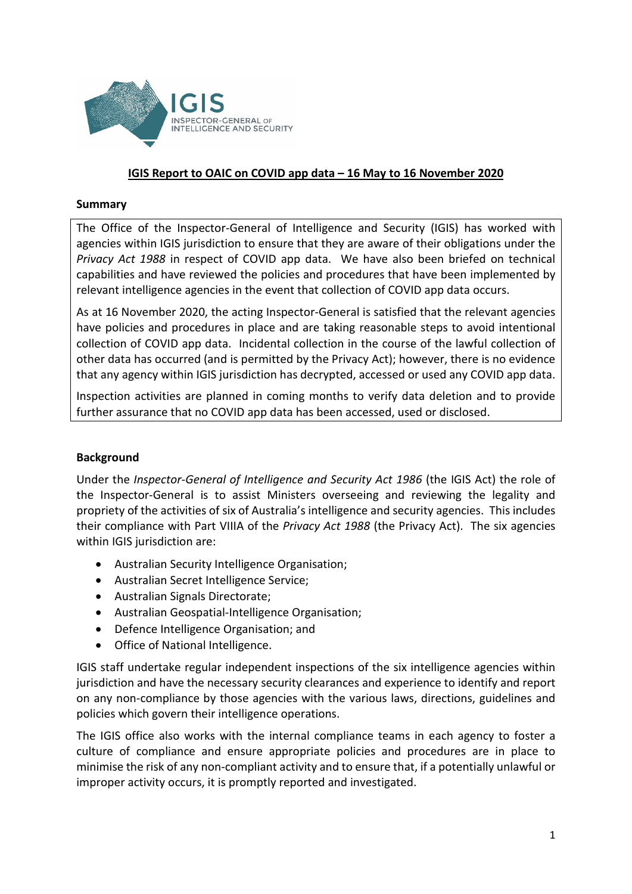## IGIS Report to OAIC on COVID app data – 16 May to 16 November 2020

### Summary

The Office of the Inspector-General of Intelligence and Security (IGIS) has worked with agencies within IGIS jurisdiction to ensure that they are aware of their obligations under the *Privacy Act 1988* in respect of COVID app data. We have also been briefed on technical capabilities and have reviewed the policies and procedures that have been implemented by relevant intelligence agencies in the event that collection of COVID app data occurs.

As at 16 November 2020, the acting Inspector-General is satisfied that the relevant agencies have policies and procedures in place and are taking reasonable steps to avoid intentional collection of COVID app data. Incidental collection in the course of the lawful collection of other data has occurred (and is permitted by the Privacy Act); however, there is no evidence that any agency within IGIS jurisdiction has decrypted, accessed or used any COVID app data.

Inspection activities are planned in coming months to verify data deletion and to provide further assurance that no COVID app data has been accessed, used or disclosed.

### Background

Under the *Inspector-General of Intelligence and Security Act 1986* (the IGIS Act) the role of the Inspector-General is to assist Ministers overseeing and reviewing the legality and propriety of the activities of six of Australia's intelligence and security agencies. This includes their compliance with Part VIIIA of the *Privacy Act 1988* (the Privacy Act). The six agencies within IGIS jurisdiction are:

- Australian Security Intelligence Organisation;
- Australian Secret Intelligence Service;
- Australian Signals Directorate;
- Australian Geospatial-Intelligence Organisation;
- Defence Intelligence Organisation; and
- Office of National Intelligence.

IGIS staff undertake regular independent inspections of the six intelligence agencies within jurisdiction and have the necessary security clearances and experience to identify and report on any non-compliance by those agencies with the various laws, directions, guidelines and policies which govern their intelligence operations.

The IGIS office also works with the internal compliance teams in each agency to foster a culture of compliance and ensure appropriate policies and procedures are in place to minimise the risk of any non-compliant activity and to ensure that, if a potentially unlawful or improper activity occurs, it is promptly reported and investigated.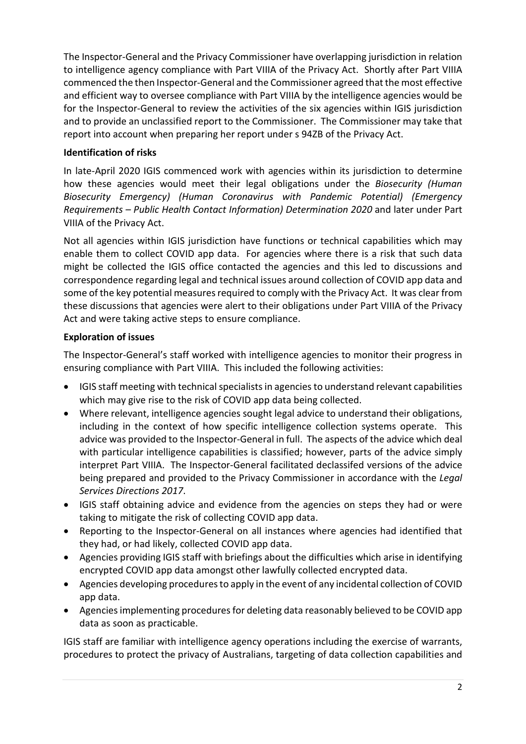The Inspector-General and the Privacy Commissioner have overlapping jurisdiction in relation to intelligence agency compliance with Part VIIIA of the Privacy Act. Shortly after Part VIIIA commenced the then Inspector-General and the Commissioner agreed that the most effective and efficient way to oversee compliance with Part VIIIA by the intelligence agencies would be for the Inspector-General to review the activities of the six agencies within IGIS jurisdiction and to provide an unclassified report to the Commissioner. The Commissioner may take that report into account when preparing her report under s 94ZB of the Privacy Act.

**Identification of risks**

In late-April 2020 IGIS commenced work with agencies within its jurisdiction to determine how these agencies would meet their legal obligations under the *Biosecurity (Human Biosecurity Emergency) (Human Coronavirus with Pandemic Potential) (Emergency Requirements – Public Health Contact Information) Determination 2020* and later under Part VIIIA of the Privacy Act.

Not all agencies within IGIS jurisdiction have functions or technical capabilities which may enable them to collect COVID app data. For agencies where there is a risk that such data might be collected the IGIS office contacted the agencies and this led to discussions and correspondence regarding legal and technical issues around collection of COVID app data and some of the key potential measures required to comply with the Privacy Act. It was clear from these discussions that agencies were alert to their obligations under Part VIIIA of the Privacy Act and were taking active steps to ensure compliance.

**Exploration of issues**

The Inspector-General's staff worked with intelligence agencies to monitor their progress in ensuring compliance with Part VIIIA. This included the following activities:

- IGIS staff meeting with technical specialists in agencies to understand relevant capabilities which may give rise to the risk of COVID app data being collected.
- Where relevant, intelligence agencies sought legal advice to understand their obligations, including in the context of how specific intelligence collection systems operate. This advice was provided to the Inspector-General in full. The aspects of the advice which deal with particular intelligence capabilities is classified; however, parts of the advice simply interpret Part VIIIA. The Inspector-General facilitated declassifed versions of the advice being prepared and provided to the Privacy Commissioner in accordance with the *Legal Services Directions 2017*.
- IGIS staff obtaining advice and evidence from the agencies on steps they had or were taking to mitigate the risk of collecting COVID app data.
- Reporting to the Inspector-General on all instances where agencies had identified that they had, or had likely, collected COVID app data.
- Agencies providing IGIS staff with briefings about the difficulties which arise in identifying encrypted COVID app data amongst other lawfully collected encrypted data.
- Agencies developing procedures to apply in the event of any incidental collection of COVID app data.
- Agencies implementing procedures for deleting data reasonably believed to be COVID app data as soon as practicable.

IGIS staff are familiar with intelligence agency operations including the exercise of warrants, procedures to protect the privacy of Australians, targeting of data collection capabilities and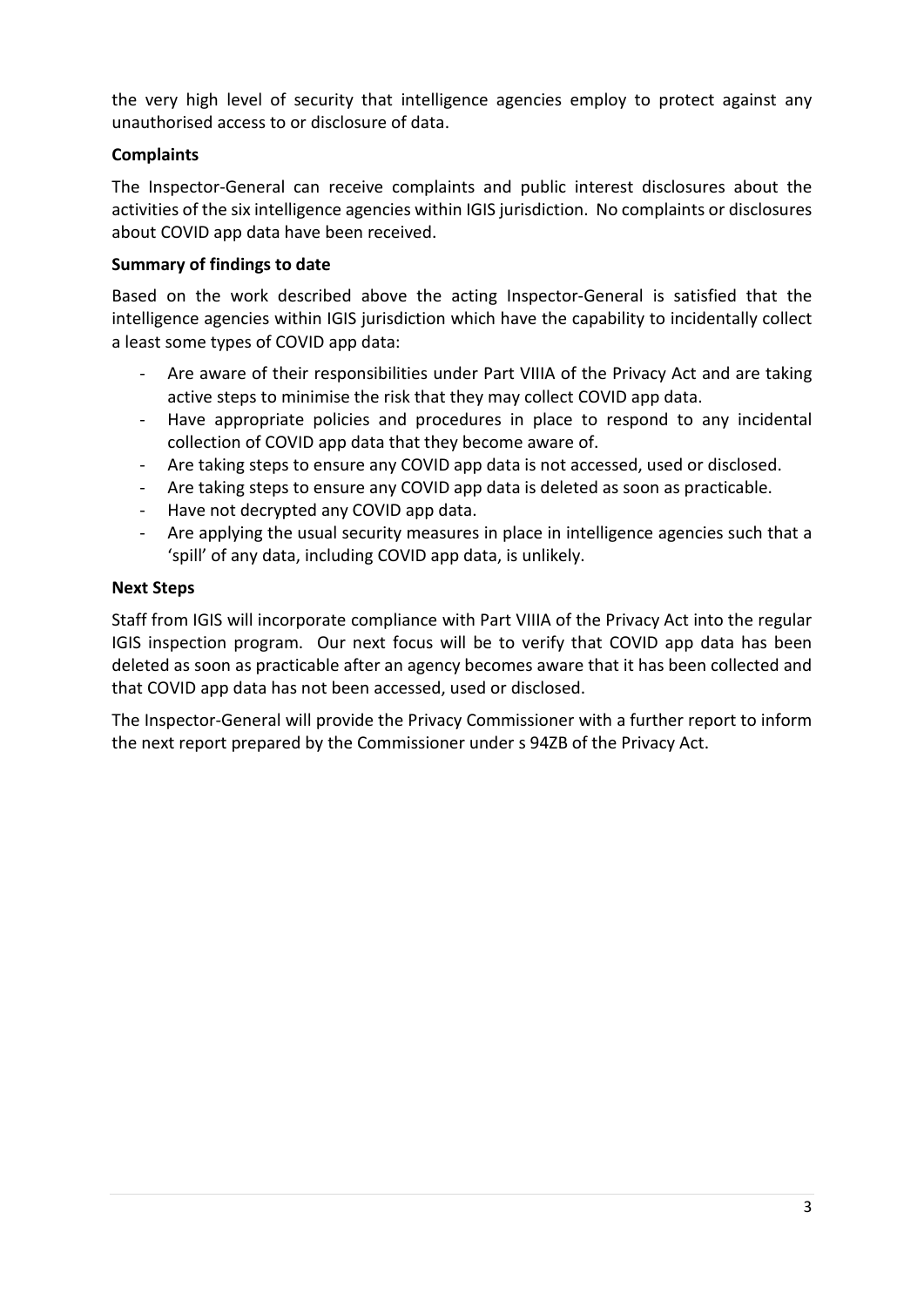the very high level of security that intelligence agencies employ to protect against any unauthorised access to or disclosure of data.

**Complaints**

The Inspector-General can receive complaints and public interest disclosures about the activities of the six intelligence agencies within IGIS jurisdiction. No complaints or disclosures about COVID app data have been received.

**Summary of findings to date**

Based on the work described above the acting Inspector-General is satisfied that the intelligence agencies within IGIS jurisdiction which have the capability to incidentally collect a least some types of COVID app data:

- Are aware of their responsibilities under Part VIIIA of the Privacy Act and are taking active steps to minimise the risk that they may collect COVID app data.
- Have appropriate policies and procedures in place to respond to any incidental collection of COVID app data that they become aware of.
- Are taking steps to ensure any COVID app data is not accessed, used or disclosed.
- Are taking steps to ensure any COVID app data is deleted as soon as practicable.
- Have not decrypted any COVID app data.
- Are applying the usual security measures in place in intelligence agencies such that a 'spill' of any data, including COVID app data, is unlikely.

**Next Steps**

Staff from IGIS will incorporate compliance with Part VIIIA of the Privacy Act into the regular IGIS inspection program. Our next focus will be to verify that COVID app data has been deleted as soon as practicable after an agency becomes aware that it has been collected and that COVID app data has not been accessed, used or disclosed.

The Inspector-General will provide the Privacy Commissioner with a further report to inform the next report prepared by the Commissioner under s 94ZB of the Privacy Act.